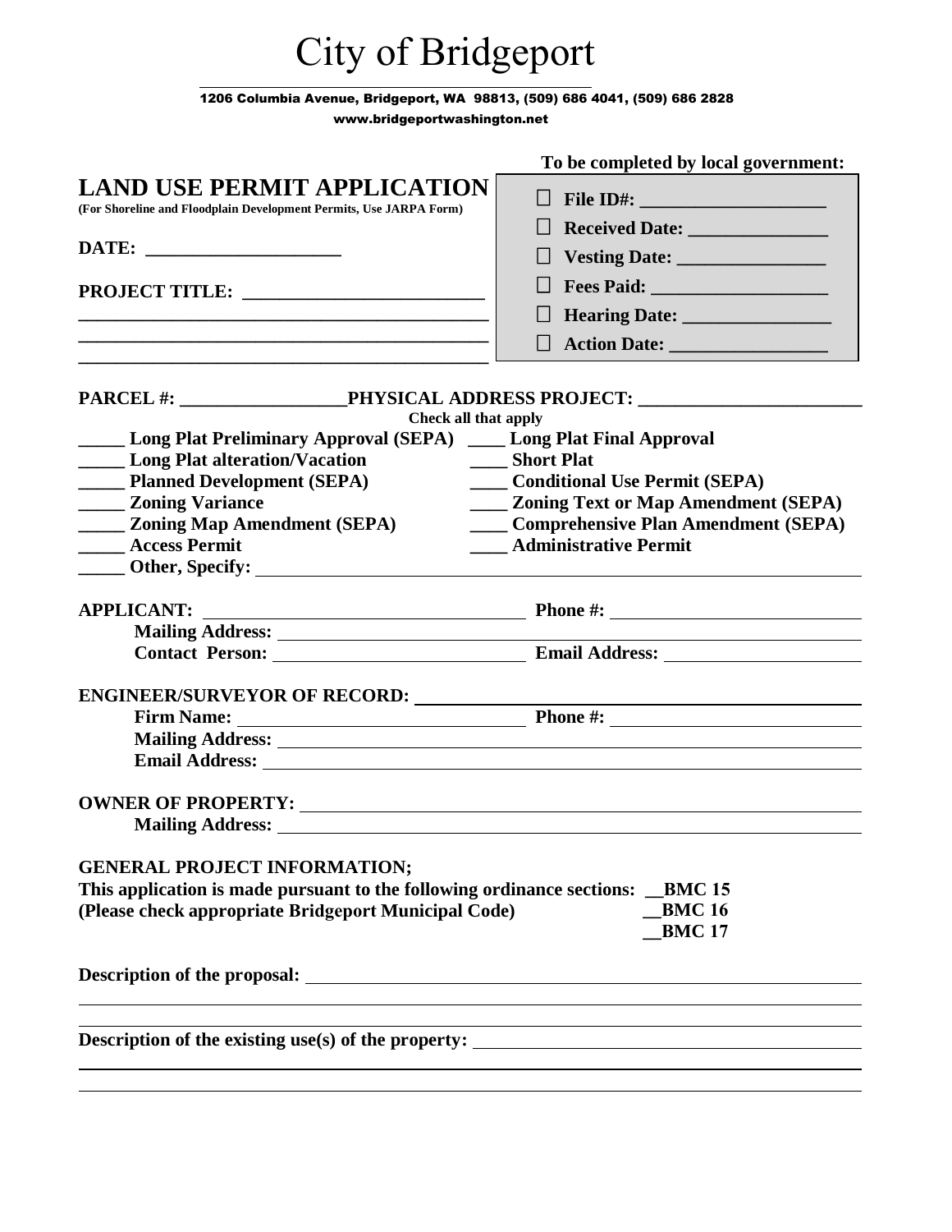# City of Bridgeport

1206 Columbia Avenue, Bridgeport, WA 98813, (509) 686 4041, (509) 686 2828

www.bridgeportwashington.net

**To be completed by local government:**

- ☐ **File ID#: ____________________**
- ☐ **Received Date: _______________**
- ☐ **Vesting Date: ________________**
- ☐ **Fees Paid: ___________________**
- ☐ **Hearing Date: ________________**
- ☐ **Action Date: _________________**

## LAND USE PERMIT APPLICATION

**(For Shoreline and Floodplain Development Permits, Use JARPA Form)**

**DATE: _____________________**

**PROJECT TITLE: __________________________**

**____________________________________________**

**____________________________________________**

**____________________________________________**

**PARCEL #: __________________PHYSICAL ADDRESS PROJECT: ________________________**

**Check all that apply**

**_____ Long Plat Preliminary Approval (SEPA)** **____ Long Plat Final Approval**

**_____ Long Plat alteration/Vacation** **____ Short Plat**

**_____ Planned Development (SEPA)** **____ Conditional Use Permit (SEPA)**

**_____ Zoning Variance** **____ Zoning Text or Map Amendment (SEPA)**

**_____ Zoning Map Amendment (SEPA)** **____ Comprehensive Plan Amendment (SEPA)**

**_____ Access Permit** **____ Administrative Permit**

**_____ Other, Specify:** ________________________________________

**APPLICANT:** ________________________ **Phone #:** ____________________

**Mailing Address:** ________________________________________

**Contact Person:** ________________________ **Email Address:** ____________________

**ENGINEER/SURVEYOR OF RECORD:** ________________________________________

**Firm Name:** ________________________ **Phone #:** ____________________

**Mailing Address:** ________________________________________

**Email Address:** ________________________________________

**OWNER OF PROPERTY:** ________________________________________

**Mailing Address:** ________________________________________

**GENERAL PROJECT INFORMATION;**

**This application is made pursuant to the following ordinance sections: __BMC 15**
**(Please check appropriate Bridgeport Municipal Code) __BMC 16**
**__BMC 17**

**Description of the proposal:** ________________________________________

________________________________________________________________________

**Description of the existing use(s) of the property:** ________________________

________________________________________________________________________

________________________________________________________________________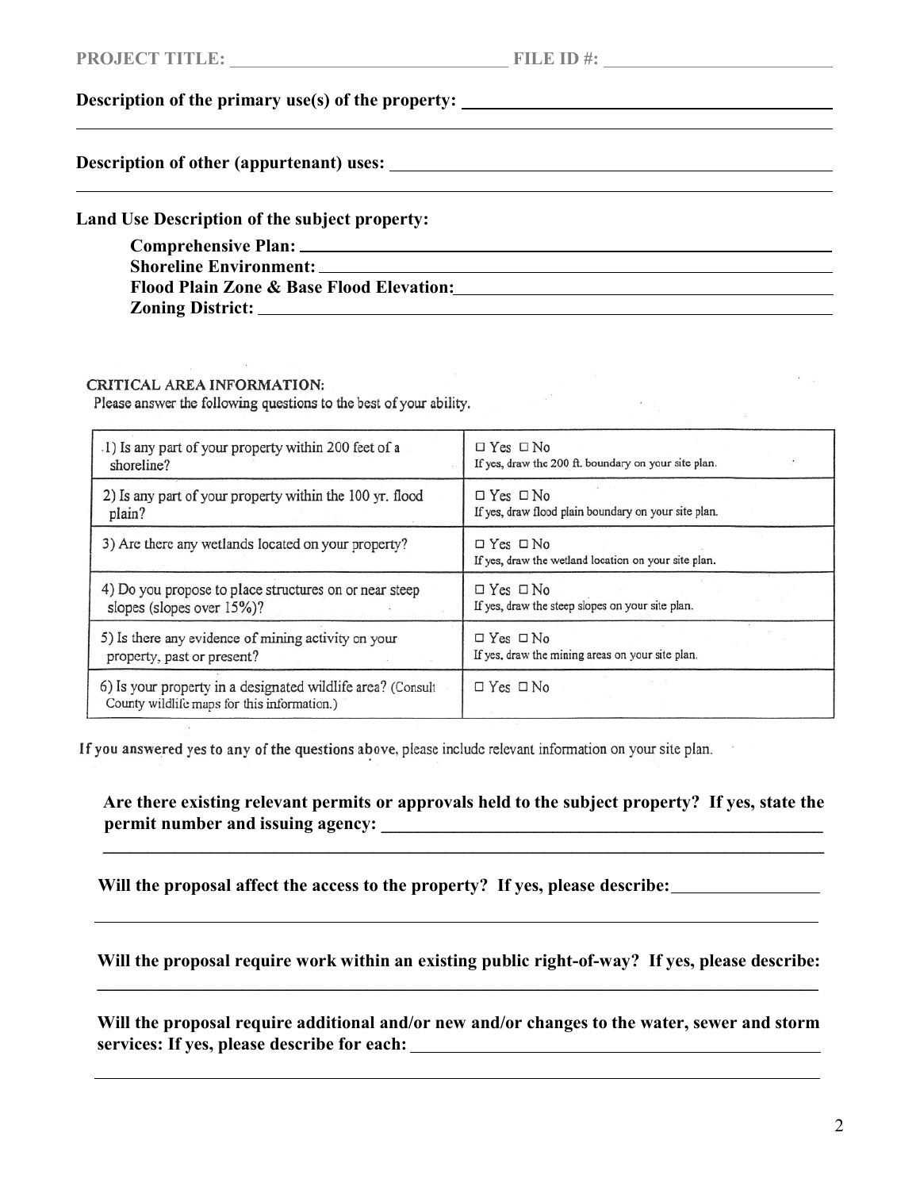**PROJECT TITLE:** ______________________________ **FILE ID #:** ________________________

**Description of the primary use(s) of the property:** ________________________________________

________________________________________________________________________________

**Description of other (appurtenant) uses:** ____________________________________________

________________________________________________________________________________

**Land Use Description of the subject property:**

**Comprehensive Plan:** ______________________________________________________

**Shoreline Environment:** ____________________________________________________

**Flood Plain Zone & Base Flood Elevation:** ______________________________________

**Zoning District:** __________________________________________________________

**CRITICAL AREA INFORMATION:**

Please answer the following questions to the best of your ability.

| | |
|---|---|
| 1) Is any part of your property within 200 feet of a shoreline? | □ Yes □ No<br>If yes, draw the 200 ft. boundary on your site plan. |
| 2) Is any part of your property within the 100 yr. flood plain? | □ Yes □ No<br>If yes, draw flood plain boundary on your site plan. |
| 3) Are there any wetlands located on your property? | □ Yes □ No<br>If yes, draw the wetland location on your site plan. |
| 4) Do you propose to place structures on or near steep slopes (slopes over 15%)? | □ Yes □ No<br>If yes, draw the steep slopes on your site plan. |
| 5) Is there any evidence of mining activity on your property, past or present? | □ Yes □ No<br>If yes, draw the mining areas on your site plan. |
| 6) Is your property in a designated wildlife area? (Consult County wildlife maps for this information.) | □ Yes □ No |

If you answered yes to any of the questions above, please include relevant information on your site plan.

**Are there existing relevant permits or approvals held to the subject property? If yes, state the permit number and issuing agency:** ________________________________________

________________________________________________________________________________

**Will the proposal affect the access to the property? If yes, please describe:** ________________

________________________________________________________________________________

**Will the proposal require work within an existing public right-of-way? If yes, please describe:**

________________________________________________________________________________

**Will the proposal require additional and/or new and/or changes to the water, sewer and storm services: If yes, please describe for each:** ________________________________________

________________________________________________________________________________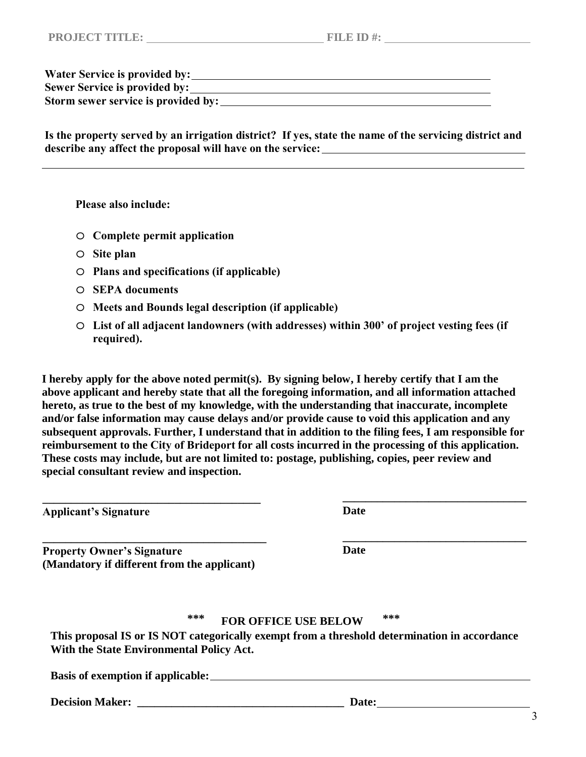**PROJECT TITLE:** ______________________________ **FILE ID #:** ______________________

**Water Service is provided by:** ____________________________________________

**Sewer Service is provided by:** ____________________________________________

**Storm sewer service is provided by:** ______________________________________

**Is the property served by an irrigation district? If yes, state the name of the servicing district and describe any affect the proposal will have on the service:** ________________________________

______________________________________________________________________________

**Please also include:**

- **Complete permit application**
- **Site plan**
- **Plans and specifications (if applicable)**
- **SEPA documents**
- **Meets and Bounds legal description (if applicable)**
- **List of all adjacent landowners (with addresses) within 300' of project vesting fees (if required).**

**I hereby apply for the above noted permit(s). By signing below, I hereby certify that I am the above applicant and hereby state that all the foregoing information, and all information attached hereto, as true to the best of my knowledge, with the understanding that inaccurate, incomplete and/or false information may cause delays and/or provide cause to void this application and any subsequent approvals. Further, I understand that in addition to the filing fees, I am responsible for reimbursement to the City of Brideport for all costs incurred in the processing of this application. These costs may include, but are not limited to: postage, publishing, copies, peer review and special consultant review and inspection.**

______________________________________ ______________________________

**Applicant's Signature** **Date**

______________________________________ ______________________________

**Property Owner's Signature**
**(Mandatory if different from the applicant)** **Date**

**\*\*\* FOR OFFICE USE BELOW \*\*\***

**This proposal IS or IS NOT categorically exempt from a threshold determination in accordance With the State Environmental Policy Act.**

**Basis of exemption if applicable:** ____________________________________________

**Decision Maker:** ________________________________ **Date:** ______________________